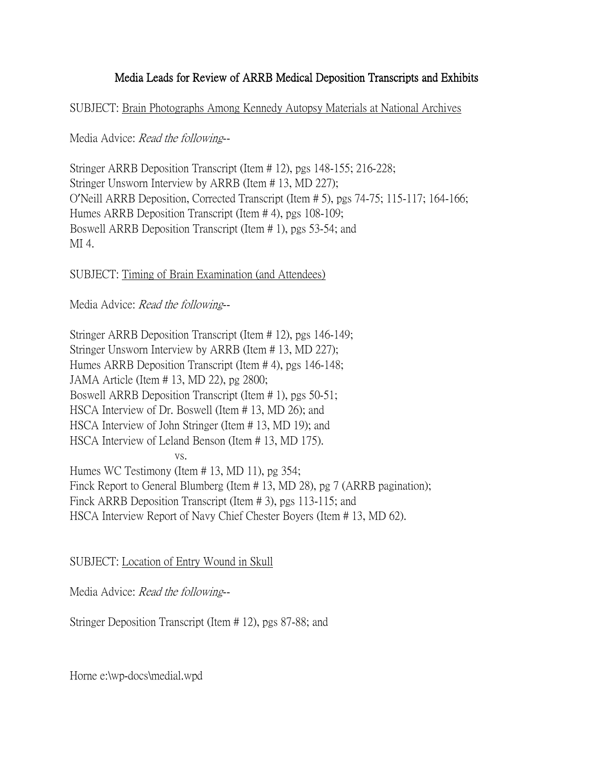# Media Leads for Review of ARRB Medical Deposition Transcripts and Exhibits

SUBJECT: Brain Photographs Among Kennedy Autopsy Materials at National Archives

Media Advice: *Read the following*--

Stringer ARRB Deposition Transcript (Item # 12), pgs 148-155; 216-228;
Stringer Unsworn Interview by ARRB (Item # 13, MD 227);
O'Neill ARRB Deposition, Corrected Transcript (Item # 5), pgs 74-75; 115-117; 164-166;
Humes ARRB Deposition Transcript (Item # 4), pgs 108-109;
Boswell ARRB Deposition Transcript (Item # 1), pgs 53-54; and
MI 4.

SUBJECT: Timing of Brain Examination (and Attendees)

Media Advice: *Read the following*--

Stringer ARRB Deposition Transcript (Item # 12), pgs 146-149;
Stringer Unsworn Interview by ARRB (Item # 13, MD 227);
Humes ARRB Deposition Transcript (Item # 4), pgs 146-148;
JAMA Article (Item # 13, MD 22), pg 2800;
Boswell ARRB Deposition Transcript (Item # 1), pgs 50-51;
HSCA Interview of Dr. Boswell (Item # 13, MD 26); and
HSCA Interview of John Stringer (Item # 13, MD 19); and
HSCA Interview of Leland Benson (Item # 13, MD 175).

vs.

Humes WC Testimony (Item # 13, MD 11), pg 354;
Finck Report to General Blumberg (Item # 13, MD 28), pg 7 (ARRB pagination);
Finck ARRB Deposition Transcript (Item # 3), pgs 113-115; and
HSCA Interview Report of Navy Chief Chester Boyers (Item # 13, MD 62).

SUBJECT: Location of Entry Wound in Skull

Media Advice: *Read the following*--

Stringer Deposition Transcript (Item # 12), pgs 87-88; and

Horne e:\wp-docs\medial.wpd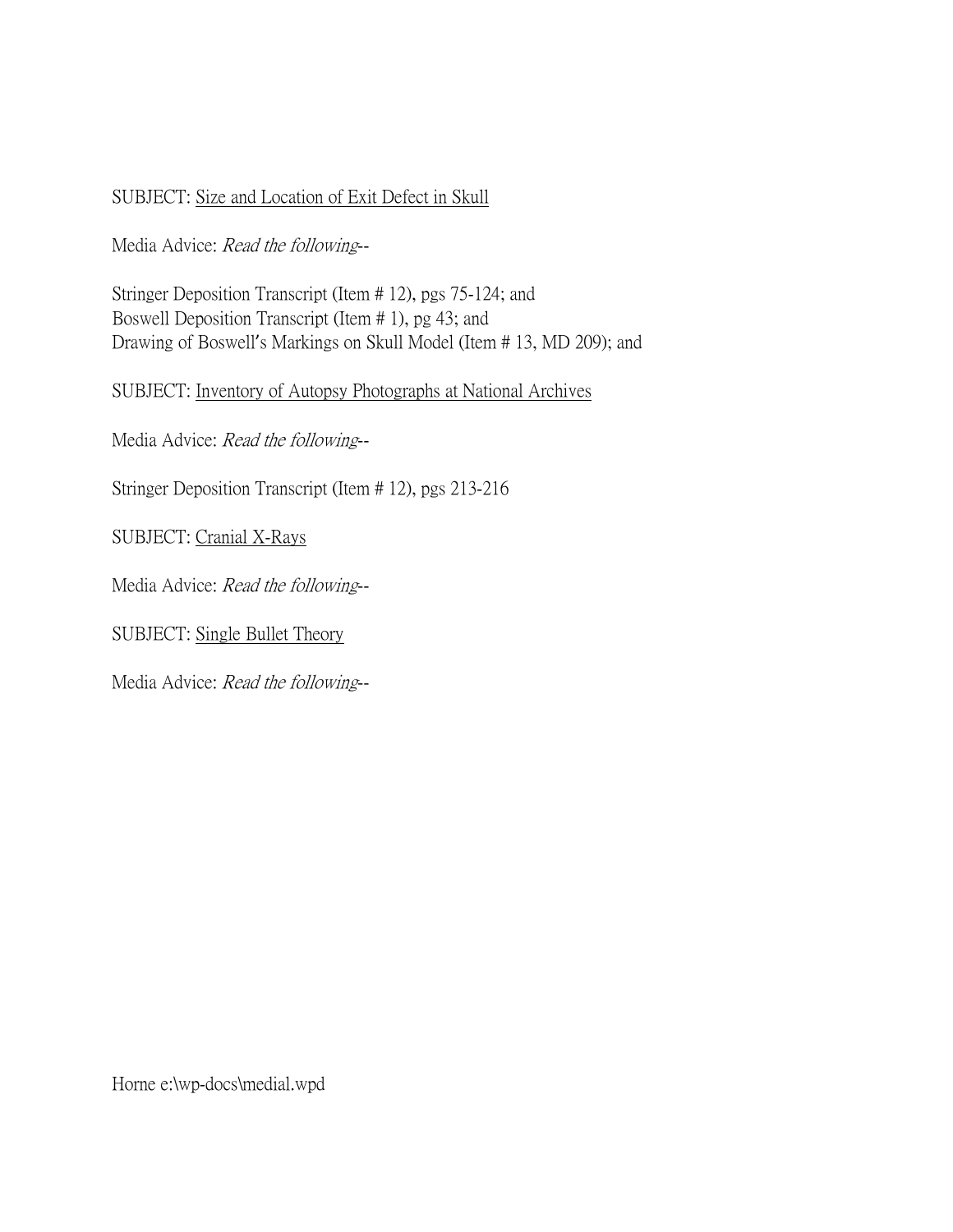SUBJECT: <u>Size and Location of Exit Defect in Skull</u>

Media Advice: *Read the following*--

Stringer Deposition Transcript (Item # 12), pgs 75-124; and
Boswell Deposition Transcript (Item # 1), pg 43; and
Drawing of Boswell's Markings on Skull Model (Item # 13, MD 209); and

SUBJECT: <u>Inventory of Autopsy Photographs at National Archives</u>

Media Advice: *Read the following*--

Stringer Deposition Transcript (Item # 12), pgs 213-216

SUBJECT: <u>Cranial X-Rays</u>

Media Advice: *Read the following*--

SUBJECT: <u>Single Bullet Theory</u>

Media Advice: *Read the following*--

Horne e:\wp-docs\medial.wpd